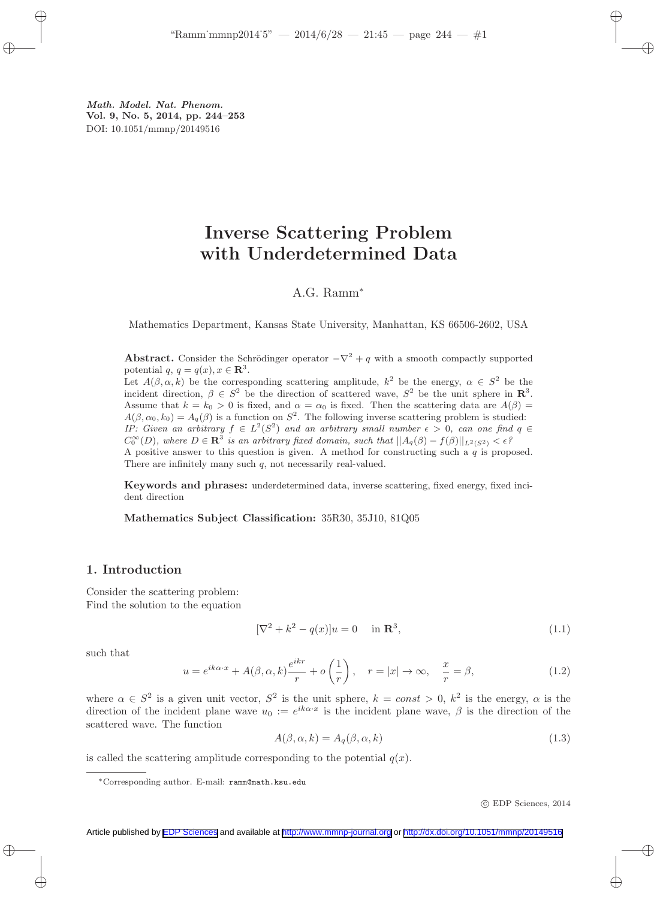*Math. Model. Nat. Phenom.*
**Vol. 9, No. 5, 2014, pp. 244–253**
DOI: 10.1051/mmnp/20149516

# Inverse Scattering Problem with Underdetermined Data

A.G. Ramm*

Mathematics Department, Kansas State University, Manhattan, KS 66506-2602, USA

**Abstract.** Consider the Schrödinger operator $-\nabla^2 + q$ with a smooth compactly supported potential $q$, $q = q(x), x \in \mathbf{R}^3$.
Let $A(\beta, \alpha, k)$ be the corresponding scattering amplitude, $k^2$ be the energy, $\alpha \in S^2$ be the incident direction, $\beta \in S^2$ be the direction of scattered wave, $S^2$ be the unit sphere in $\mathbf{R}^3$. Assume that $k = k_0 > 0$ is fixed, and $\alpha = \alpha_0$ is fixed. Then the scattering data are $A(\beta) = A(\beta, \alpha_0, k_0) = A_q(\beta)$ is a function on $S^2$. The following inverse scattering problem is studied:
*IP: Given an arbitrary $f \in L^2(S^2)$ and an arbitrary small number $\epsilon > 0$, can one find $q \in C_0^\infty(D)$, where $D \in \mathbf{R}^3$ is an arbitrary fixed domain, such that $||A_q(\beta) - f(\beta)||_{L^2(S^2)} < \epsilon$?*
A positive answer to this question is given. A method for constructing such a $q$ is proposed. There are infinitely many such $q$, not necessarily real-valued.

**Keywords and phrases:** underdetermined data, inverse scattering, fixed energy, fixed incident direction

**Mathematics Subject Classification:** 35R30, 35J10, 81Q05

## 1. Introduction

Consider the scattering problem:
Find the solution to the equation

$$[\nabla^2 + k^2 - q(x)]u = 0 \quad \text{in } \mathbf{R}^3, \tag{1.1}$$

such that

$$u = e^{ik\alpha\cdot x} + A(\beta, \alpha, k)\frac{e^{ikr}}{r} + o\left(\frac{1}{r}\right), \quad r = |x| \to \infty, \quad \frac{x}{r} = \beta, \tag{1.2}$$

where $\alpha \in S^2$ is a given unit vector, $S^2$ is the unit sphere, $k = const > 0$, $k^2$ is the energy, $\alpha$ is the direction of the incident plane wave $u_0 := e^{ik\alpha\cdot x}$ is the incident plane wave, $\beta$ is the direction of the scattered wave. The function

$$A(\beta, \alpha, k) = A_q(\beta, \alpha, k) \tag{1.3}$$

is called the scattering amplitude corresponding to the potential $q(x)$.

---

*Corresponding author. E-mail: ramm@math.ksu.edu

© EDP Sciences, 2014

Article published by EDP Sciences and available at http://www.mmnp-journal.org or http://dx.doi.org/10.1051/mmnp/20149516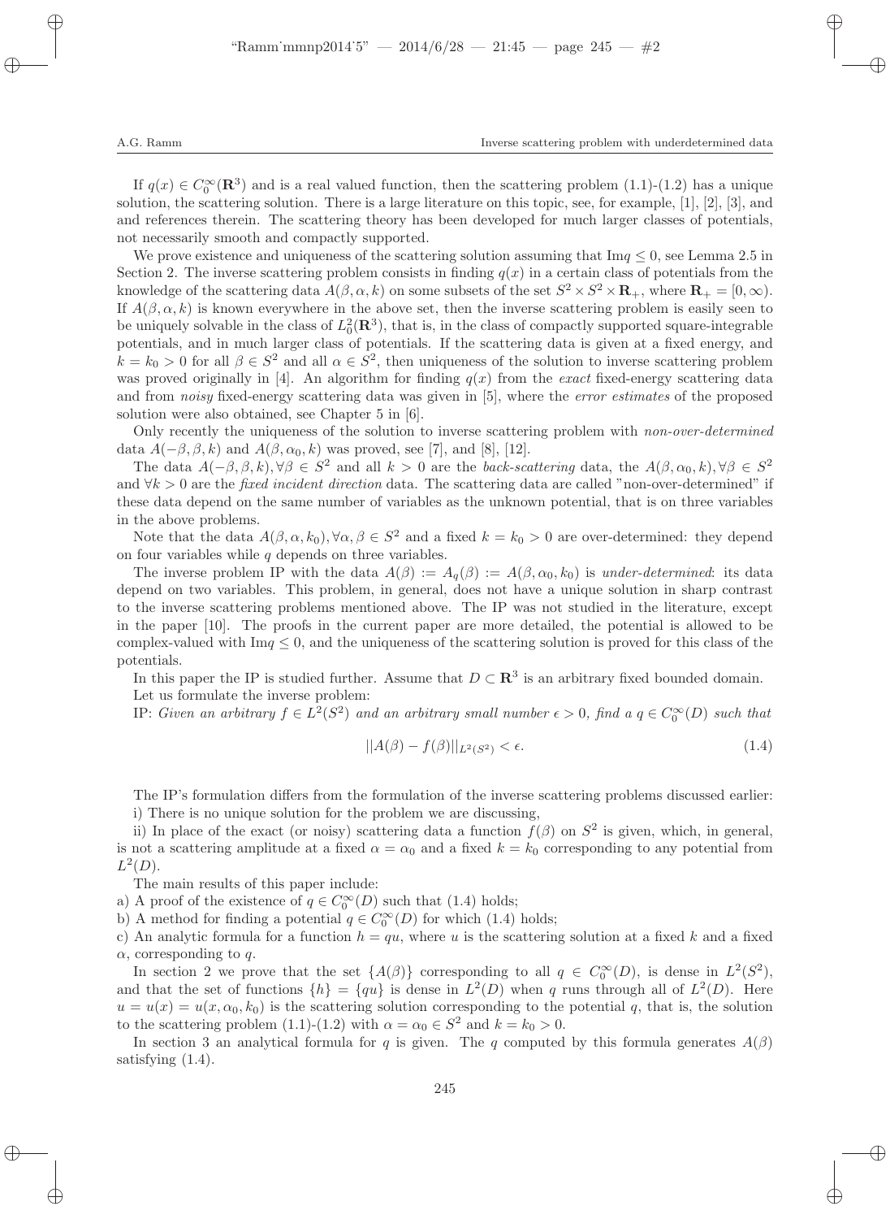If $q(x) \in C_0^\infty(\mathbf{R}^3)$ and is a real valued function, then the scattering problem (1.1)-(1.2) has a unique solution, the scattering solution. There is a large literature on this topic, see, for example, [1], [2], [3], and and references therein. The scattering theory has been developed for much larger classes of potentials, not necessarily smooth and compactly supported.

We prove existence and uniqueness of the scattering solution assuming that $\mathrm{Im} q \le 0$, see Lemma 2.5 in Section 2. The inverse scattering problem consists in finding $q(x)$ in a certain class of potentials from the knowledge of the scattering data $A(\beta, \alpha, k)$ on some subsets of the set $S^2 \times S^2 \times \mathbf{R}_+$, where $\mathbf{R}_+ = [0, \infty)$. If $A(\beta, \alpha, k)$ is known everywhere in the above set, then the inverse scattering problem is easily seen to be uniquely solvable in the class of $L_0^2(\mathbf{R}^3)$, that is, in the class of compactly supported square-integrable potentials, and in much larger class of potentials. If the scattering data is given at a fixed energy, and $k = k_0 > 0$ for all $\beta \in S^2$ and all $\alpha \in S^2$, then uniqueness of the solution to inverse scattering problem was proved originally in [4]. An algorithm for finding $q(x)$ from the *exact* fixed-energy scattering data and from *noisy* fixed-energy scattering data was given in [5], where the *error estimates* of the proposed solution were also obtained, see Chapter 5 in [6].

Only recently the uniqueness of the solution to inverse scattering problem with *non-over-determined* data $A(-\beta, \beta, k)$ and $A(\beta, \alpha_0, k)$ was proved, see [7], and [8], [12].

The data $A(-\beta, \beta, k), \forall \beta \in S^2$ and all $k > 0$ are the *back-scattering* data, the $A(\beta, \alpha_0, k), \forall \beta \in S^2$ and $\forall k > 0$ are the *fixed incident direction* data. The scattering data are called "non-over-determined" if these data depend on the same number of variables as the unknown potential, that is on three variables in the above problems.

Note that the data $A(\beta, \alpha, k_0), \forall \alpha, \beta \in S^2$ and a fixed $k = k_0 > 0$ are over-determined: they depend on four variables while $q$ depends on three variables.

The inverse problem IP with the data $A(\beta) := A_q(\beta) := A(\beta, \alpha_0, k_0)$ is *under-determined*: its data depend on two variables. This problem, in general, does not have a unique solution in sharp contrast to the inverse scattering problems mentioned above. The IP was not studied in the literature, except in the paper [10]. The proofs in the current paper are more detailed, the potential is allowed to be complex-valued with $\mathrm{Im} q \le 0$, and the uniqueness of the scattering solution is proved for this class of the potentials.

In this paper the IP is studied further. Assume that $D \subset \mathbf{R}^3$ is an arbitrary fixed bounded domain.

Let us formulate the inverse problem:

IP: *Given an arbitrary $f \in L^2(S^2)$ and an arbitrary small number $\epsilon > 0$, find a $q \in C_0^\infty(D)$ such that*

$$||A(\beta) - f(\beta)||_{L^2(S^2)} < \epsilon. \tag{1.4}$$

The IP's formulation differs from the formulation of the inverse scattering problems discussed earlier:

i) There is no unique solution for the problem we are discussing,

ii) In place of the exact (or noisy) scattering data a function $f(\beta)$ on $S^2$ is given, which, in general, is not a scattering amplitude at a fixed $\alpha = \alpha_0$ and a fixed $k = k_0$ corresponding to any potential from $L^2(D)$.

The main results of this paper include:

a) A proof of the existence of $q \in C_0^\infty(D)$ such that (1.4) holds;

b) A method for finding a potential $q \in C_0^\infty(D)$ for which (1.4) holds;

c) An analytic formula for a function $h = qu$, where $u$ is the scattering solution at a fixed $k$ and a fixed $\alpha$, corresponding to $q$.

In section 2 we prove that the set $\{A(\beta)\}$ corresponding to all $q \in C_0^\infty(D)$, is dense in $L^2(S^2)$, and that the set of functions $\{h\} = \{qu\}$ is dense in $L^2(D)$ when $q$ runs through all of $L^2(D)$. Here $u = u(x) = u(x, \alpha_0, k_0)$ is the scattering solution corresponding to the potential $q$, that is, the solution to the scattering problem (1.1)-(1.2) with $\alpha = \alpha_0 \in S^2$ and $k = k_0 > 0$.

In section 3 an analytical formula for $q$ is given. The $q$ computed by this formula generates $A(\beta)$ satisfying (1.4).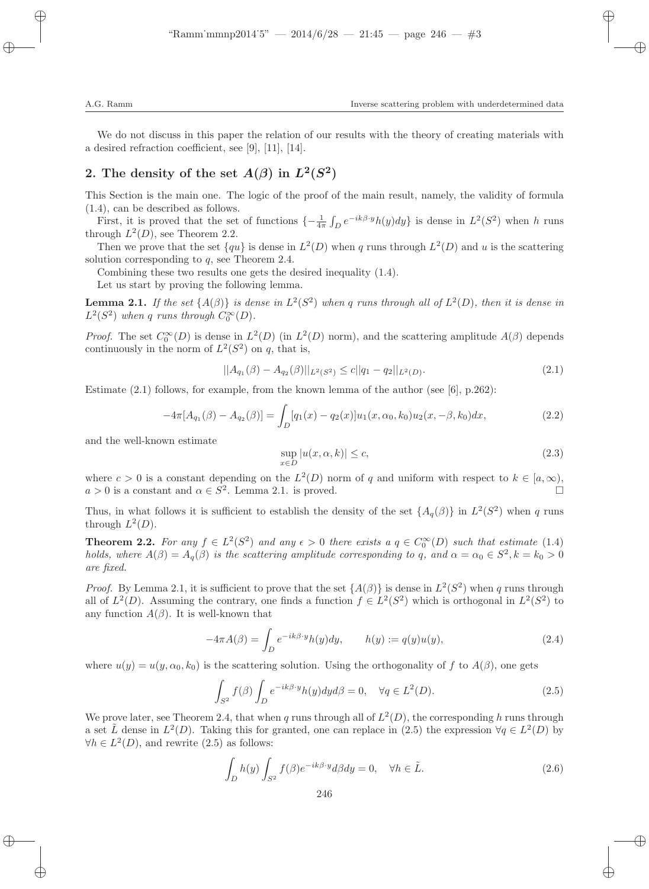We do not discuss in this paper the relation of our results with the theory of creating materials with a desired refraction coefficient, see [9], [11], [14].

## 2. The density of the set $A(\beta)$ in $L^2(S^2)$

This Section is the main one. The logic of the proof of the main result, namely, the validity of formula (1.4), can be described as follows.

First, it is proved that the set of functions $\{-\frac{1}{4\pi}\int_D e^{-ik\beta\cdot y}h(y)dy\}$ is dense in $L^2(S^2)$ when $h$ runs through $L^2(D)$, see Theorem 2.2.

Then we prove that the set $\{qu\}$ is dense in $L^2(D)$ when $q$ runs through $L^2(D)$ and $u$ is the scattering solution corresponding to $q$, see Theorem 2.4.

Combining these two results one gets the desired inequality (1.4).

Let us start by proving the following lemma.

**Lemma 2.1.** *If the set $\{A(\beta)\}$ is dense in $L^2(S^2)$ when $q$ runs through all of $L^2(D)$, then it is dense in $L^2(S^2)$ when $q$ runs through $C_0^\infty(D)$.*

*Proof.* The set $C_0^\infty(D)$ is dense in $L^2(D)$ (in $L^2(D)$ norm), and the scattering amplitude $A(\beta)$ depends continuously in the norm of $L^2(S^2)$ on $q$, that is,

$$||A_{q_1}(\beta) - A_{q_2}(\beta)||_{L^2(S^2)} \leq c||q_1 - q_2||_{L^2(D)}. \tag{2.1}$$

Estimate (2.1) follows, for example, from the known lemma of the author (see [6], p.262):

$$-4\pi[A_{q_1}(\beta) - A_{q_2}(\beta)] = \int_D [q_1(x) - q_2(x)]u_1(x, \alpha_0, k_0)u_2(x, -\beta, k_0)dx, \tag{2.2}$$

and the well-known estimate

$$\sup_{x\in D} |u(x, \alpha, k)| \leq c, \tag{2.3}$$

where $c > 0$ is a constant depending on the $L^2(D)$ norm of $q$ and uniform with respect to $k \in [a, \infty)$, $a > 0$ is a constant and $\alpha \in S^2$. Lemma 2.1. is proved. $\square$

Thus, in what follows it is sufficient to establish the density of the set $\{A_q(\beta)\}$ in $L^2(S^2)$ when $q$ runs through $L^2(D)$.

**Theorem 2.2.** *For any $f \in L^2(S^2)$ and any $\epsilon > 0$ there exists a $q \in C_0^\infty(D)$ such that estimate (1.4) holds, where $A(\beta) = A_q(\beta)$ is the scattering amplitude corresponding to $q$, and $\alpha = \alpha_0 \in S^2, k = k_0 > 0$ are fixed.*

*Proof.* By Lemma 2.1, it is sufficient to prove that the set $\{A(\beta)\}$ is dense in $L^2(S^2)$ when $q$ runs through all of $L^2(D)$. Assuming the contrary, one finds a function $f \in L^2(S^2)$ which is orthogonal in $L^2(S^2)$ to any function $A(\beta)$. It is well-known that

$$-4\pi A(\beta) = \int_D e^{-ik\beta\cdot y}h(y)dy, \qquad h(y) := q(y)u(y), \tag{2.4}$$

where $u(y) = u(y, \alpha_0, k_0)$ is the scattering solution. Using the orthogonality of $f$ to $A(\beta)$, one gets

$$\int_{S^2} f(\beta) \int_D e^{-ik\beta\cdot y}h(y)dyd\beta = 0, \quad \forall q \in L^2(D). \tag{2.5}$$

We prove later, see Theorem 2.4, that when $q$ runs through all of $L^2(D)$, the corresponding $h$ runs through a set $\tilde{L}$ dense in $L^2(D)$. Taking this for granted, one can replace in (2.5) the expression $\forall q \in L^2(D)$ by $\forall h \in L^2(D)$, and rewrite (2.5) as follows:

$$\int_D h(y) \int_{S^2} f(\beta)e^{-ik\beta\cdot y}d\beta dy = 0, \quad \forall h \in \tilde{L}. \tag{2.6}$$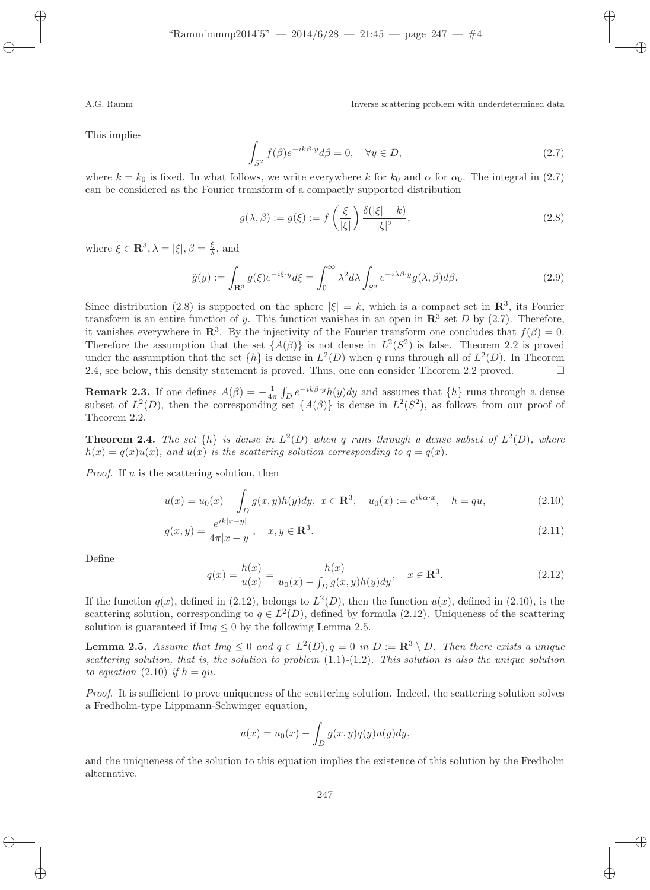This implies

$$\int_{S^2} f(\beta)e^{-ik\beta\cdot y}d\beta = 0, \quad \forall y \in D, \tag{2.7}$$

where $k = k_0$ is fixed. In what follows, we write everywhere $k$ for $k_0$ and $\alpha$ for $\alpha_0$. The integral in (2.7) can be considered as the Fourier transform of a compactly supported distribution

$$g(\lambda, \beta) := g(\xi) := f\left(\frac{\xi}{|\xi|}\right)\frac{\delta(|\xi| - k)}{|\xi|^2}, \tag{2.8}$$

where $\xi \in \mathbf{R}^3, \lambda = |\xi|, \beta = \frac{\xi}{\lambda}$, and

$$\tilde{g}(y) := \int_{\mathbf{R}^3} g(\xi)e^{-i\xi\cdot y}d\xi = \int_0^\infty \lambda^2 d\lambda \int_{S^2} e^{-i\lambda\beta\cdot y}g(\lambda,\beta)d\beta. \tag{2.9}$$

Since distribution (2.8) is supported on the sphere $|\xi| = k$, which is a compact set in $\mathbf{R}^3$, its Fourier transform is an entire function of $y$. This function vanishes in an open in $\mathbf{R}^3$ set $D$ by (2.7). Therefore, it vanishes everywhere in $\mathbf{R}^3$. By the injectivity of the Fourier transform one concludes that $f(\beta) = 0$. Therefore the assumption that the set $\{A(\beta)\}$ is not dense in $L^2(S^2)$ is false. Theorem 2.2 is proved under the assumption that the set $\{h\}$ is dense in $L^2(D)$ when $q$ runs through all of $L^2(D)$. In Theorem 2.4, see below, this density statement is proved. Thus, one can consider Theorem 2.2 proved. □

**Remark 2.3.** If one defines $A(\beta) = -\frac{1}{4\pi}\int_D e^{-ik\beta\cdot y}h(y)dy$ and assumes that $\{h\}$ runs through a dense subset of $L^2(D)$, then the corresponding set $\{A(\beta)\}$ is dense in $L^2(S^2)$, as follows from our proof of Theorem 2.2.

**Theorem 2.4.** *The set $\{h\}$ is dense in $L^2(D)$ when $q$ runs through a dense subset of $L^2(D)$, where $h(x) = q(x)u(x)$, and $u(x)$ is the scattering solution corresponding to $q = q(x)$.*

*Proof.* If $u$ is the scattering solution, then

$$u(x) = u_0(x) - \int_D g(x,y)h(y)dy, \; x \in \mathbf{R}^3, \quad u_0(x) := e^{ik\alpha\cdot x}, \quad h = qu, \tag{2.10}$$

$$g(x,y) = \frac{e^{ik|x-y|}}{4\pi|x-y|}, \quad x, y \in \mathbf{R}^3. \tag{2.11}$$

Define

$$q(x) = \frac{h(x)}{u(x)} = \frac{h(x)}{u_0(x) - \int_D g(x,y)h(y)dy}, \quad x \in \mathbf{R}^3. \tag{2.12}$$

If the function $q(x)$, defined in (2.12), belongs to $L^2(D)$, then the function $u(x)$, defined in (2.10), is the scattering solution, corresponding to $q \in L^2(D)$, defined by formula (2.12). Uniqueness of the scattering solution is guaranteed if $\mathrm{Im}q \le 0$ by the following Lemma 2.5.

**Lemma 2.5.** *Assume that $Imq \le 0$ and $q \in L^2(D), q = 0$ in $D := \mathbf{R}^3 \setminus D$. Then there exists a unique scattering solution, that is, the solution to problem (1.1)-(1.2). This solution is also the unique solution to equation (2.10) if $h = qu$.*

*Proof.* It is sufficient to prove uniqueness of the scattering solution. Indeed, the scattering solution solves a Fredholm-type Lippmann-Schwinger equation,

$$u(x) = u_0(x) - \int_D g(x,y)q(y)u(y)dy,$$

and the uniqueness of the solution to this equation implies the existence of this solution by the Fredholm alternative.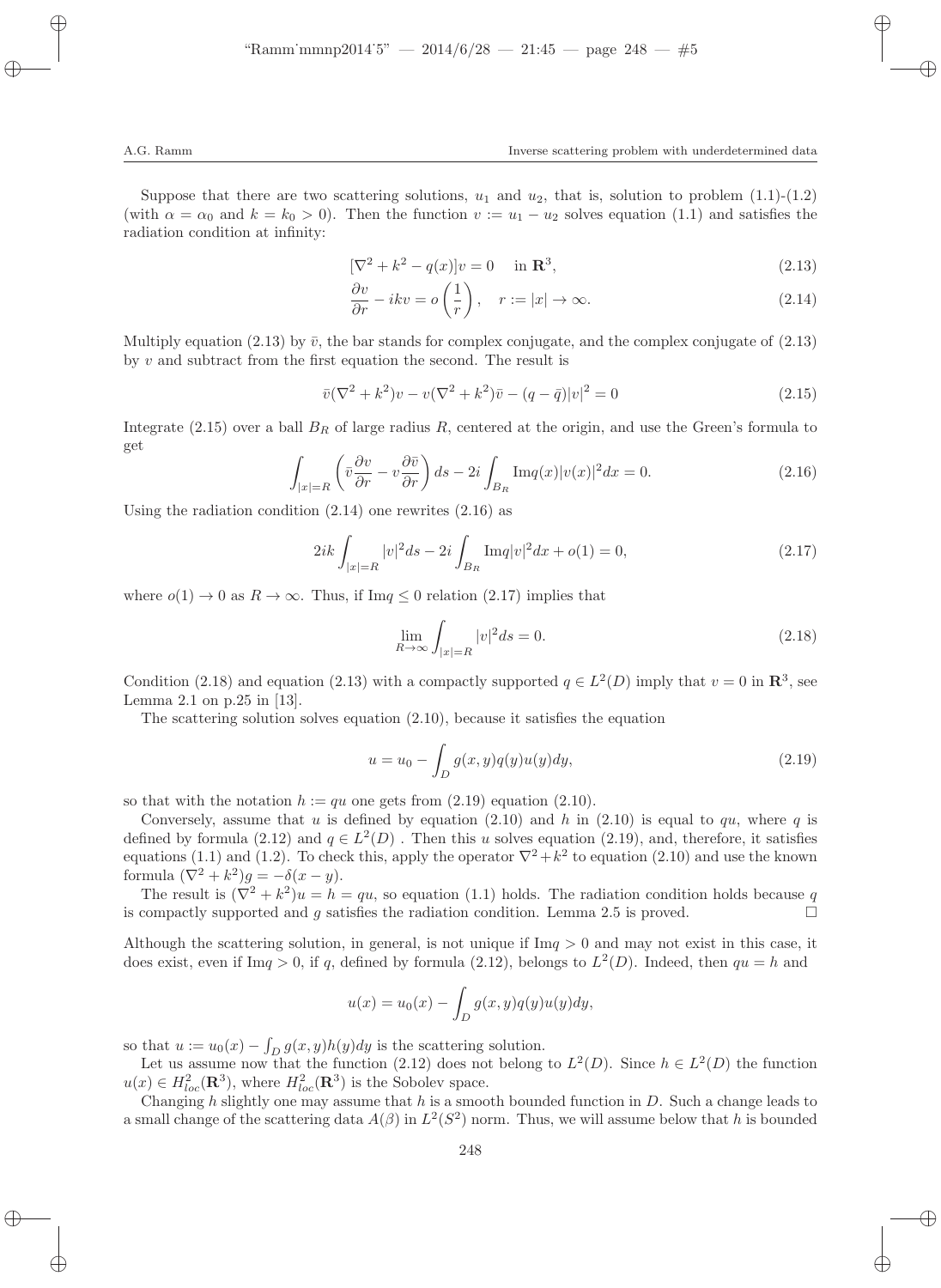Suppose that there are two scattering solutions, $u_1$ and $u_2$, that is, solution to problem (1.1)-(1.2) (with $\alpha = \alpha_0$ and $k = k_0 > 0$). Then the function $v := u_1 - u_2$ solves equation (1.1) and satisfies the radiation condition at infinity:

$$[\nabla^2 + k^2 - q(x)]v = 0 \quad \text{ in } \mathbf{R}^3, \tag{2.13}$$

$$\frac{\partial v}{\partial r} - ikv = o\left(\frac{1}{r}\right), \quad r := |x| \to \infty. \tag{2.14}$$

Multiply equation (2.13) by $\bar{v}$, the bar stands for complex conjugate, and the complex conjugate of (2.13) by $v$ and subtract from the first equation the second. The result is

$$\bar{v}(\nabla^2 + k^2)v - v(\nabla^2 + k^2)\bar{v} - (q - \bar{q})|v|^2 = 0 \tag{2.15}$$

Integrate (2.15) over a ball $B_R$ of large radius $R$, centered at the origin, and use the Green's formula to get

$$\int_{|x|=R} \left(\bar{v}\frac{\partial v}{\partial r} - v\frac{\partial \bar{v}}{\partial r}\right) ds - 2i\int_{B_R} \operatorname{Im}q(x)|v(x)|^2 dx = 0. \tag{2.16}$$

Using the radiation condition (2.14) one rewrites (2.16) as

$$2ik\int_{|x|=R} |v|^2 ds - 2i\int_{B_R} \operatorname{Im}q|v|^2 dx + o(1) = 0, \tag{2.17}$$

where $o(1) \to 0$ as $R \to \infty$. Thus, if $\operatorname{Im}q \leq 0$ relation (2.17) implies that

$$\lim_{R\to\infty} \int_{|x|=R} |v|^2 ds = 0. \tag{2.18}$$

Condition (2.18) and equation (2.13) with a compactly supported $q \in L^2(D)$ imply that $v = 0$ in $\mathbf{R}^3$, see Lemma 2.1 on p.25 in [13].

The scattering solution solves equation (2.10), because it satisfies the equation

$$u = u_0 - \int_D g(x,y)q(y)u(y)dy, \tag{2.19}$$

so that with the notation $h := qu$ one gets from (2.19) equation (2.10).

Conversely, assume that $u$ is defined by equation (2.10) and $h$ in (2.10) is equal to $qu$, where $q$ is defined by formula (2.12) and $q \in L^2(D)$ . Then this $u$ solves equation (2.19), and, therefore, it satisfies equations (1.1) and (1.2). To check this, apply the operator $\nabla^2 + k^2$ to equation (2.10) and use the known formula $(\nabla^2 + k^2)g = -\delta(x - y)$.

The result is $(\nabla^2 + k^2)u = h = qu$, so equation (1.1) holds. The radiation condition holds because $q$ is compactly supported and $g$ satisfies the radiation condition. Lemma 2.5 is proved. $\square$

Although the scattering solution, in general, is not unique if $\operatorname{Im}q > 0$ and may not exist in this case, it does exist, even if $\operatorname{Im}q > 0$, if $q$, defined by formula (2.12), belongs to $L^2(D)$. Indeed, then $qu = h$ and

$$u(x) = u_0(x) - \int_D g(x,y)q(y)u(y)dy,$$

so that $u := u_0(x) - \int_D g(x,y)h(y)dy$ is the scattering solution.

Let us assume now that the function (2.12) does not belong to $L^2(D)$. Since $h \in L^2(D)$ the function $u(x) \in H^2_{loc}(\mathbf{R}^3)$, where $H^2_{loc}(\mathbf{R}^3)$ is the Sobolev space.

Changing $h$ slightly one may assume that $h$ is a smooth bounded function in $D$. Such a change leads to a small change of the scattering data $A(\beta)$ in $L^2(S^2)$ norm. Thus, we will assume below that $h$ is bounded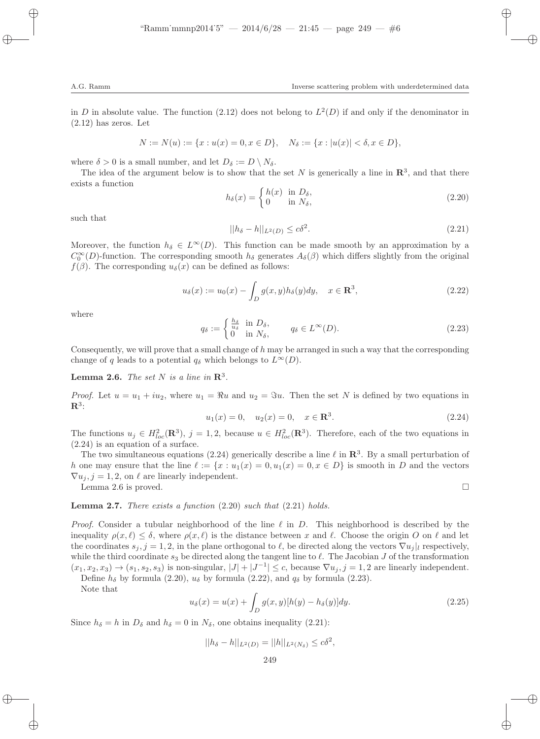in $D$ in absolute value. The function (2.12) does not belong to $L^2(D)$ if and only if the denominator in (2.12) has zeros. Let

$$N := N(u) := \{x : u(x) = 0, x \in D\}, \quad N_\delta := \{x : |u(x)| < \delta, x \in D\},$$

where $\delta > 0$ is a small number, and let $D_\delta := D \setminus N_\delta$.

The idea of the argument below is to show that the set $N$ is generically a line in $\mathbf{R}^3$, and that there exists a function

$$h_\delta(x) = \begin{cases} h(x) & \text{in } D_\delta, \\ 0 & \text{in } N_\delta, \end{cases} \tag{2.20}$$

such that

$$||h_\delta - h||_{L^2(D)} \leq c\delta^2. \tag{2.21}$$

Moreover, the function $h_\delta \in L^\infty(D)$. This function can be made smooth by an approximation by a $C_0^\infty(D)$-function. The corresponding smooth $h_\delta$ generates $A_\delta(\beta)$ which differs slightly from the original $f(\beta)$. The corresponding $u_\delta(x)$ can be defined as follows:

$$u_\delta(x) := u_0(x) - \int_D g(x, y)h_\delta(y)dy, \quad x \in \mathbf{R}^3, \tag{2.22}$$

where

$$q_\delta := \begin{cases} \frac{h_\delta}{u_\delta} & \text{in } D_\delta, \\ 0 & \text{in } N_\delta, \end{cases} \qquad q_\delta \in L^\infty(D). \tag{2.23}$$

Consequently, we will prove that a small change of $h$ may be arranged in such a way that the corresponding change of $q$ leads to a potential $q_\delta$ which belongs to $L^\infty(D)$.

**Lemma 2.6.** *The set $N$ is a line in $\mathbf{R}^3$.*

*Proof.* Let $u = u_1 + iu_2$, where $u_1 = \Re u$ and $u_2 = \Im u$. Then the set $N$ is defined by two equations in $\mathbf{R}^3$:

$$u_1(x) = 0, \quad u_2(x) = 0, \quad x \in \mathbf{R}^3. \tag{2.24}$$

The functions $u_j \in H^2_{loc}(\mathbf{R}^3)$, $j = 1, 2$, because $u \in H^2_{loc}(\mathbf{R}^3)$. Therefore, each of the two equations in (2.24) is an equation of a surface.

The two simultaneous equations (2.24) generically describe a line $\ell$ in $\mathbf{R}^3$. By a small perturbation of $h$ one may ensure that the line $\ell := \{x : u_1(x) = 0, u_1(x) = 0, x \in D\}$ is smooth in $D$ and the vectors $\nabla u_j, j = 1, 2$, on $\ell$ are linearly independent.

Lemma 2.6 is proved. $\square$

**Lemma 2.7.** *There exists a function (2.20) such that (2.21) holds.*

*Proof.* Consider a tubular neighborhood of the line $\ell$ in $D$. This neighborhood is described by the inequality $\rho(x, \ell) \leq \delta$, where $\rho(x, \ell)$ is the distance between $x$ and $\ell$. Choose the origin $O$ on $\ell$ and let the coordinates $s_j, j = 1, 2$, in the plane orthogonal to $\ell$, be directed along the vectors $\nabla u_j|_l$ respectively, while the third coordinate $s_3$ be directed along the tangent line to $\ell$. The Jacobian $J$ of the transformation $(x_1, x_2, x_3) \to (s_1, s_2, s_3)$ is non-singular, $|J| + |J^{-1}| \leq c$, because $\nabla u_j, j = 1, 2$ are linearly independent.

Define $h_\delta$ by formula (2.20), $u_\delta$ by formula (2.22), and $q_\delta$ by formula (2.23).

Note that

$$u_\delta(x) = u(x) + \int_D g(x, y)[h(y) - h_\delta(y)]dy. \tag{2.25}$$

Since $h_\delta = h$ in $D_\delta$ and $h_\delta = 0$ in $N_\delta$, one obtains inequality (2.21):

$$||h_\delta - h||_{L^2(D)} = ||h||_{L^2(N_\delta)} \leq c\delta^2,$$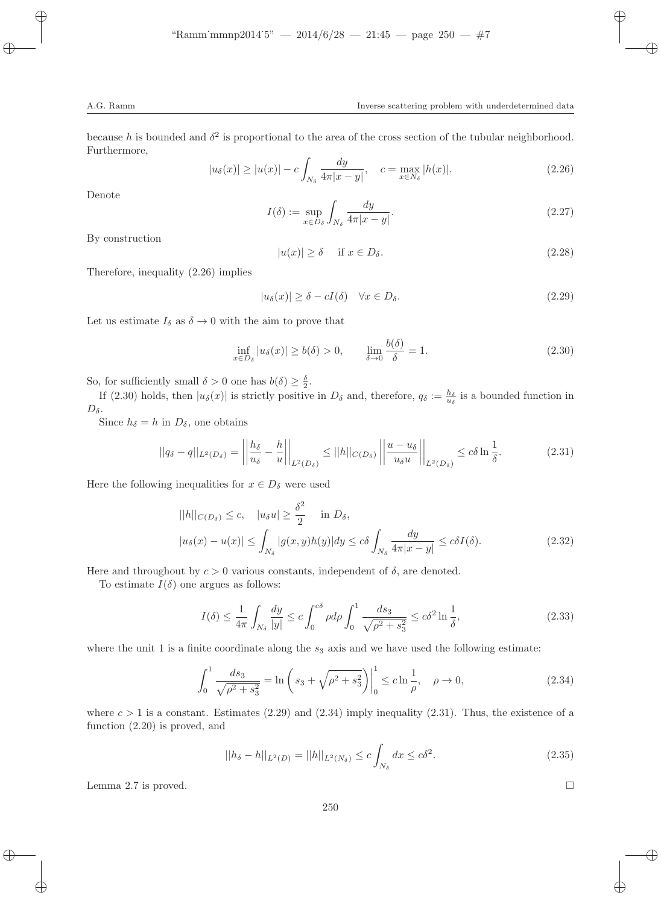because $h$ is bounded and $\delta^2$ is proportional to the area of the cross section of the tubular neighborhood. Furthermore,

$$|u_\delta(x)| \geq |u(x)| - c\int_{N_\delta} \frac{dy}{4\pi|x-y|}, \quad c = \max_{x\in N_\delta} |h(x)|. \tag{2.26}$$

Denote

$$I(\delta) := \sup_{x\in D_\delta} \int_{N_\delta} \frac{dy}{4\pi|x-y|}. \tag{2.27}$$

By construction

$$|u(x)| \geq \delta \quad \text{ if } x \in D_\delta. \tag{2.28}$$

Therefore, inequality (2.26) implies

$$|u_\delta(x)| \geq \delta - cI(\delta) \quad \forall x \in D_\delta. \tag{2.29}$$

Let us estimate $I_\delta$ as $\delta \to 0$ with the aim to prove that

$$\inf_{x\in D_\delta} |u_\delta(x)| \geq b(\delta) > 0, \qquad \lim_{\delta\to 0} \frac{b(\delta)}{\delta} = 1. \tag{2.30}$$

So, for sufficiently small $\delta > 0$ one has $b(\delta) \geq \frac{\delta}{2}$.

If (2.30) holds, then $|u_\delta(x)|$ is strictly positive in $D_\delta$ and, therefore, $q_\delta := \frac{h_\delta}{u_\delta}$ is a bounded function in $D_\delta$.

Since $h_\delta = h$ in $D_\delta$, one obtains

$$||q_\delta - q||_{L^2(D_\delta)} = \left|\left|\frac{h_\delta}{u_\delta} - \frac{h}{u}\right|\right|_{L^2(D_\delta)} \leq ||h||_{C(D_\delta)} \left|\left|\frac{u-u_\delta}{u_\delta u}\right|\right|_{L^2(D_\delta)} \leq c\delta \ln\frac{1}{\delta}. \tag{2.31}$$

Here the following inequalities for $x \in D_\delta$ were used

$$\begin{aligned} &||h||_{C(D_\delta)} \leq c, \quad |u_\delta u| \geq \frac{\delta^2}{2} \quad \text{ in } D_\delta, \\ &|u_\delta(x) - u(x)| \leq \int_{N_\delta} |g(x,y)h(y)|dy \leq c\delta \int_{N_\delta} \frac{dy}{4\pi|x-y|} \leq c\delta I(\delta). \end{aligned} \tag{2.32}$$

Here and throughout by $c > 0$ various constants, independent of $\delta$, are denoted.

To estimate $I(\delta)$ one argues as follows:

$$I(\delta) \leq \frac{1}{4\pi}\int_{N_\delta} \frac{dy}{|y|} \leq c\int_0^{c\delta} \rho d\rho \int_0^1 \frac{ds_3}{\sqrt{\rho^2 + s_3^2}} \leq c\delta^2 \ln\frac{1}{\delta}, \tag{2.33}$$

where the unit 1 is a finite coordinate along the $s_3$ axis and we have used the following estimate:

$$\int_0^1 \frac{ds_3}{\sqrt{\rho^2+s_3^2}} = \ln\left(s_3 + \sqrt{\rho^2+s_3^2}\right)\Big|_0^1 \leq c\ln\frac{1}{\rho}, \quad \rho \to 0, \tag{2.34}$$

where $c > 1$ is a constant. Estimates (2.29) and (2.34) imply inequality (2.31). Thus, the existence of a function (2.20) is proved, and

$$||h_\delta - h||_{L^2(D)} = ||h||_{L^2(N_\delta)} \leq c\int_{N_\delta} dx \leq c\delta^2. \tag{2.35}$$

Lemma 2.7 is proved. $\square$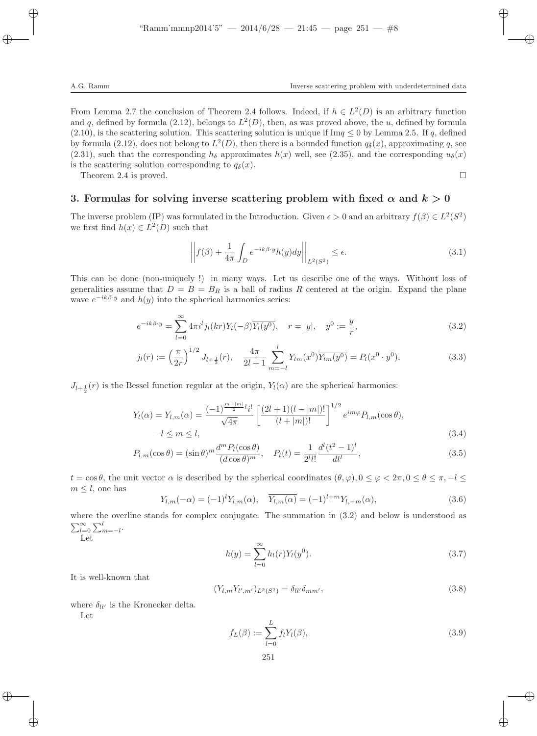From Lemma 2.7 the conclusion of Theorem 2.4 follows. Indeed, if $h \in L^2(D)$ is an arbitrary function and $q$, defined by formula (2.12), belongs to $L^2(D)$, then, as was proved above, the $u$, defined by formula (2.10), is the scattering solution. This scattering solution is unique if $\text{Im}q \leq 0$ by Lemma 2.5. If $q$, defined by formula (2.12), does not belong to $L^2(D)$, then there is a bounded function $q_\delta(x)$, approximating $q$, see (2.31), such that the corresponding $h_\delta$ approximates $h(x)$ well, see (2.35), and the corresponding $u_\delta(x)$ is the scattering solution corresponding to $q_\delta(x)$.

Theorem 2.4 is proved. □

## 3. Formulas for solving inverse scattering problem with fixed $\alpha$ and $k > 0$

The inverse problem (IP) was formulated in the Introduction. Given $\epsilon > 0$ and an arbitrary $f(\beta) \in L^2(S^2)$ we first find $h(x) \in L^2(D)$ such that

$$\left|\left| f(\beta) + \frac{1}{4\pi}\int_D e^{-ik\beta\cdot y} h(y)dy \right|\right|_{L^2(S^2)} \leq \epsilon. \tag{3.1}$$

This can be done (non-uniquely !) in many ways. Let us describe one of the ways. Without loss of generalities assume that $D = B = B_R$ is a ball of radius $R$ centered at the origin. Expand the plane wave $e^{-ik\beta\cdot y}$ and $h(y)$ into the spherical harmonics series:

$$e^{-ik\beta\cdot y} = \sum_{l=0}^{\infty} 4\pi i^l j_l(kr) Y_l(-\beta)\overline{Y_l(y^0)}, \quad r = |y|, \quad y^0 := \frac{y}{r}, \tag{3.2}$$

$$j_l(r) := \left(\frac{\pi}{2r}\right)^{1/2} J_{l+\frac{1}{2}}(r), \quad \frac{4\pi}{2l+1}\sum_{m=-l}^{l} Y_{lm}(x^0)\overline{Y_{lm}(y^0)} = P_l(x^0 \cdot y^0), \tag{3.3}$$

$J_{l+\frac{1}{2}}(r)$ is the Bessel function regular at the origin, $Y_l(\alpha)$ are the spherical harmonics:

$$Y_l(\alpha) = Y_{l,m}(\alpha) = \frac{(-1)^{\frac{m+|m|}{2}} i^l}{\sqrt{4\pi}}\left[\frac{(2l+1)(l-|m|)!}{(l+|m|)!}\right]^{1/2} e^{im\varphi} P_{l,m}(\cos\theta),$$
$$-l \leq m \leq l, \tag{3.4}$$

$$P_{l,m}(\cos\theta) = (\sin\theta)^m \frac{d^m P_l(\cos\theta)}{(d\cos\theta)^m}, \quad P_l(t) = \frac{1}{2^l l!}\frac{d^l (t^2-1)^l}{dt^l}, \tag{3.5}$$

$t = \cos\theta$, the unit vector $\alpha$ is described by the spherical coordinates $(\theta, \varphi), 0 \leq \varphi < 2\pi, 0 \leq \theta \leq \pi, -l \leq m \leq l$, one has

$$Y_{l,m}(-\alpha) = (-1)^l Y_{l,m}(\alpha), \quad \overline{Y_{l,m}(\alpha)} = (-1)^{l+m} Y_{l,-m}(\alpha), \tag{3.6}$$

where the overline stands for complex conjugate. The summation in (3.2) and below is understood as $\sum_{l=0}^{\infty}\sum_{m=-l}^{l}$.

Let

$$h(y) = \sum_{l=0}^{\infty} h_l(r) Y_l(y^0). \tag{3.7}$$

It is well-known that

$$(Y_{l,m} Y_{l',m'})_{L^2(S^2)} = \delta_{ll'}\delta_{mm'}, \tag{3.8}$$

where $\delta_{ll'}$ is the Kronecker delta.

Let

$$f_L(\beta) := \sum_{l=0}^{L} f_l Y_l(\beta), \tag{3.9}$$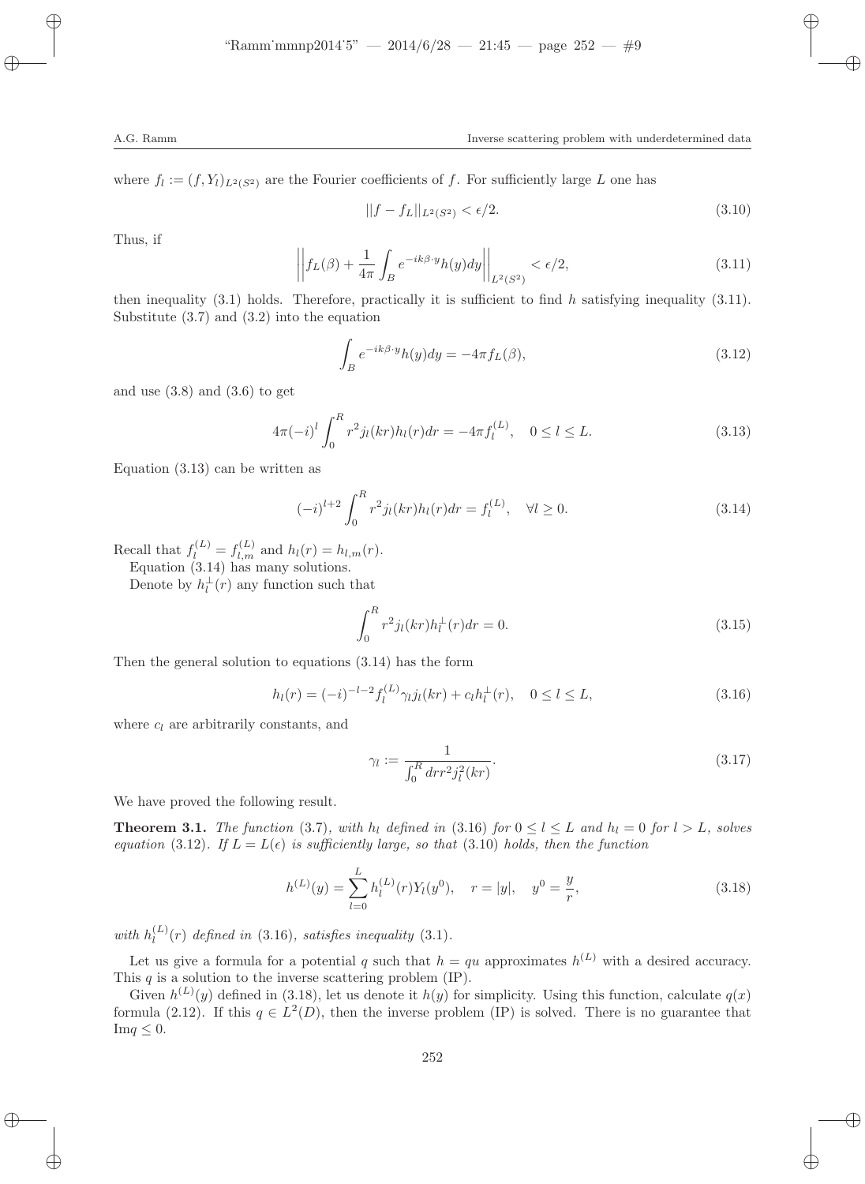where $f_l := (f, Y_l)_{L^2(S^2)}$ are the Fourier coefficients of $f$. For sufficiently large $L$ one has

$$||f - f_L||_{L^2(S^2)} < \epsilon/2. \tag{3.10}$$

Thus, if

$$\left|\left| f_L(\beta) + \frac{1}{4\pi}\int_B e^{-ik\beta\cdot y} h(y)dy \right|\right|_{L^2(S^2)} < \epsilon/2, \tag{3.11}$$

then inequality (3.1) holds. Therefore, practically it is sufficient to find $h$ satisfying inequality (3.11). Substitute (3.7) and (3.2) into the equation

$$\int_B e^{-ik\beta\cdot y} h(y)dy = -4\pi f_L(\beta), \tag{3.12}$$

and use (3.8) and (3.6) to get

$$4\pi(-i)^l \int_0^R r^2 j_l(kr) h_l(r) dr = -4\pi f_l^{(L)}, \quad 0 \le l \le L. \tag{3.13}$$

Equation (3.13) can be written as

$$(-i)^{l+2} \int_0^R r^2 j_l(kr) h_l(r) dr = f_l^{(L)}, \quad \forall l \ge 0. \tag{3.14}$$

Recall that $f_l^{(L)} = f_{l,m}^{(L)}$ and $h_l(r) = h_{l,m}(r)$.

Equation (3.14) has many solutions.

Denote by $h_l^{\perp}(r)$ any function such that

$$\int_0^R r^2 j_l(kr) h_l^{\perp}(r) dr = 0. \tag{3.15}$$

Then the general solution to equations (3.14) has the form

$$h_l(r) = (-i)^{-l-2} f_l^{(L)} \gamma_l j_l(kr) + c_l h_l^{\perp}(r), \quad 0 \le l \le L, \tag{3.16}$$

where $c_l$ are arbitrarily constants, and

$$\gamma_l := \frac{1}{\int_0^R dr r^2 j_l^2(kr)}. \tag{3.17}$$

We have proved the following result.

**Theorem 3.1.** *The function* (3.7)*, with $h_l$ defined in* (3.16) *for $0 \le l \le L$ and $h_l = 0$ for $l > L$, solves equation* (3.12)*. If $L = L(\epsilon)$ is sufficiently large, so that* (3.10) *holds, then the function*

$$h^{(L)}(y) = \sum_{l=0}^{L} h_l^{(L)}(r) Y_l(y^0), \quad r = |y|, \quad y^0 = \frac{y}{r}, \tag{3.18}$$

*with $h_l^{(L)}(r)$ defined in* (3.16)*, satisfies inequality* (3.1).

Let us give a formula for a potential $q$ such that $h = qu$ approximates $h^{(L)}$ with a desired accuracy. This $q$ is a solution to the inverse scattering problem (IP).

Given $h^{(L)}(y)$ defined in (3.18), let us denote it $h(y)$ for simplicity. Using this function, calculate $q(x)$ formula (2.12). If this $q \in L^2(D)$, then the inverse problem (IP) is solved. There is no guarantee that $\text{Im} q \le 0$.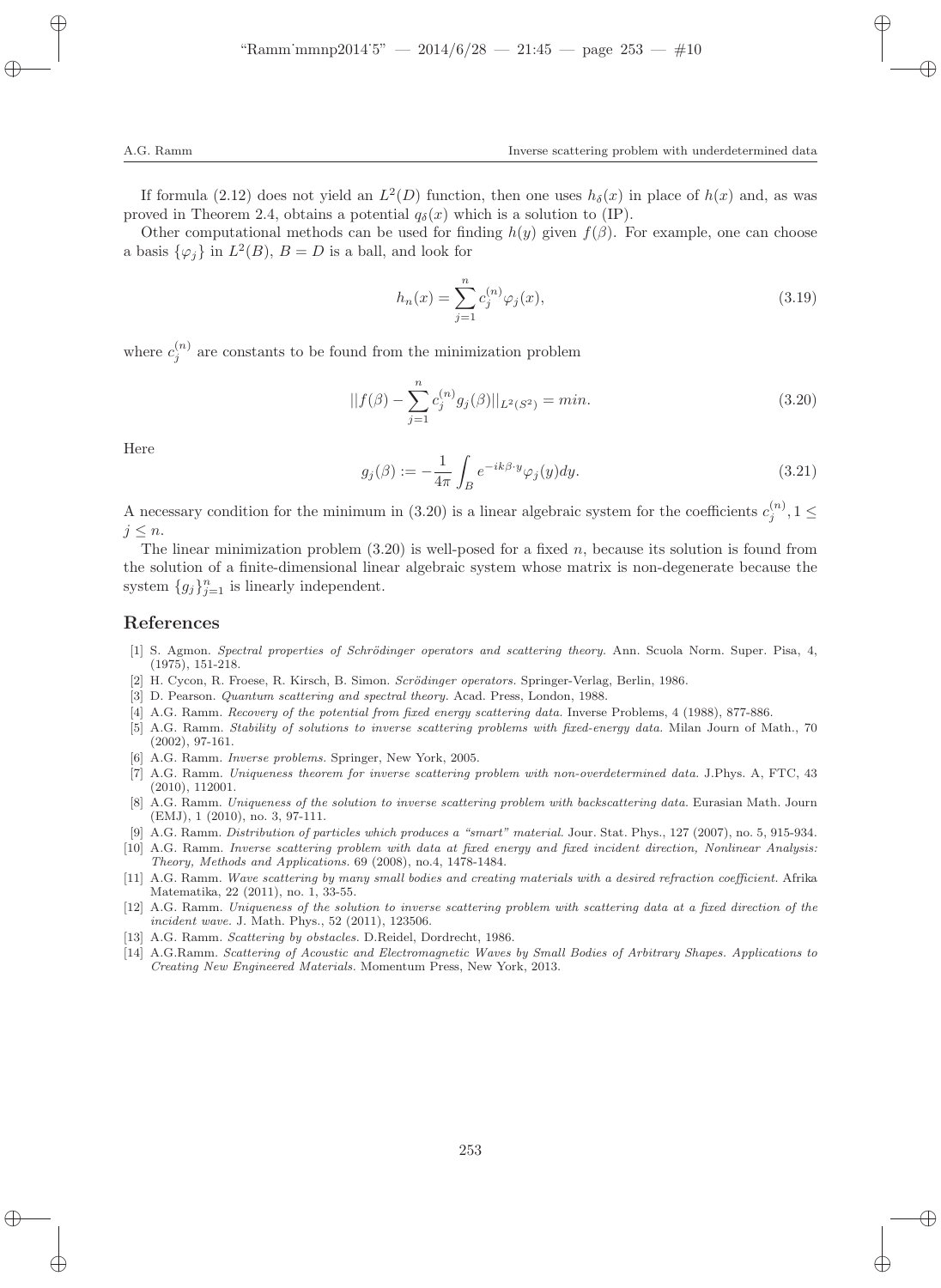If formula (2.12) does not yield an $L^2(D)$ function, then one uses $h_\delta(x)$ in place of $h(x)$ and, as was proved in Theorem 2.4, obtains a potential $q_\delta(x)$ which is a solution to (IP).

Other computational methods can be used for finding $h(y)$ given $f(\beta)$. For example, one can choose a basis $\{\varphi_j\}$ in $L^2(B)$, $B = D$ is a ball, and look for

$$h_n(x) = \sum_{j=1}^{n} c_j^{(n)} \varphi_j(x), \tag{3.19}$$

where $c_j^{(n)}$ are constants to be found from the minimization problem

$$||f(\beta) - \sum_{j=1}^{n} c_j^{(n)} g_j(\beta)||_{L^2(S^2)} = min. \tag{3.20}$$

Here

$$g_j(\beta) := -\frac{1}{4\pi} \int_B e^{-ik\beta\cdot y} \varphi_j(y) dy. \tag{3.21}$$

A necessary condition for the minimum in (3.20) is a linear algebraic system for the coefficients $c_j^{(n)}, 1 \leq j \leq n$.

The linear minimization problem (3.20) is well-posed for a fixed $n$, because its solution is found from the solution of a finite-dimensional linear algebraic system whose matrix is non-degenerate because the system $\{g_j\}_{j=1}^n$ is linearly independent.

## References

[1] S. Agmon. *Spectral properties of Schrödinger operators and scattering theory.* Ann. Scuola Norm. Super. Pisa, 4, (1975), 151-218.

[2] H. Cycon, R. Froese, R. Kirsch, B. Simon. *Scrödinger operators.* Springer-Verlag, Berlin, 1986.

[3] D. Pearson. *Quantum scattering and spectral theory.* Acad. Press, London, 1988.

[4] A.G. Ramm. *Recovery of the potential from fixed energy scattering data.* Inverse Problems, 4 (1988), 877-886.

[5] A.G. Ramm. *Stability of solutions to inverse scattering problems with fixed-energy data.* Milan Journ of Math., 70 (2002), 97-161.

[6] A.G. Ramm. *Inverse problems.* Springer, New York, 2005.

[7] A.G. Ramm. *Uniqueness theorem for inverse scattering problem with non-overdetermined data.* J.Phys. A, FTC, 43 (2010), 112001.

[8] A.G. Ramm. *Uniqueness of the solution to inverse scattering problem with backscattering data.* Eurasian Math. Journ (EMJ), 1 (2010), no. 3, 97-111.

[9] A.G. Ramm. *Distribution of particles which produces a "smart" material.* Jour. Stat. Phys., 127 (2007), no. 5, 915-934.

[10] A.G. Ramm. *Inverse scattering problem with data at fixed energy and fixed incident direction, Nonlinear Analysis: Theory, Methods and Applications.* 69 (2008), no.4, 1478-1484.

[11] A.G. Ramm. *Wave scattering by many small bodies and creating materials with a desired refraction coefficient.* Afrika Matematika, 22 (2011), no. 1, 33-55.

[12] A.G. Ramm. *Uniqueness of the solution to inverse scattering problem with scattering data at a fixed direction of the incident wave.* J. Math. Phys., 52 (2011), 123506.

[13] A.G. Ramm. *Scattering by obstacles.* D.Reidel, Dordrecht, 1986.

[14] A.G.Ramm. *Scattering of Acoustic and Electromagnetic Waves by Small Bodies of Arbitrary Shapes. Applications to Creating New Engineered Materials.* Momentum Press, New York, 2013.